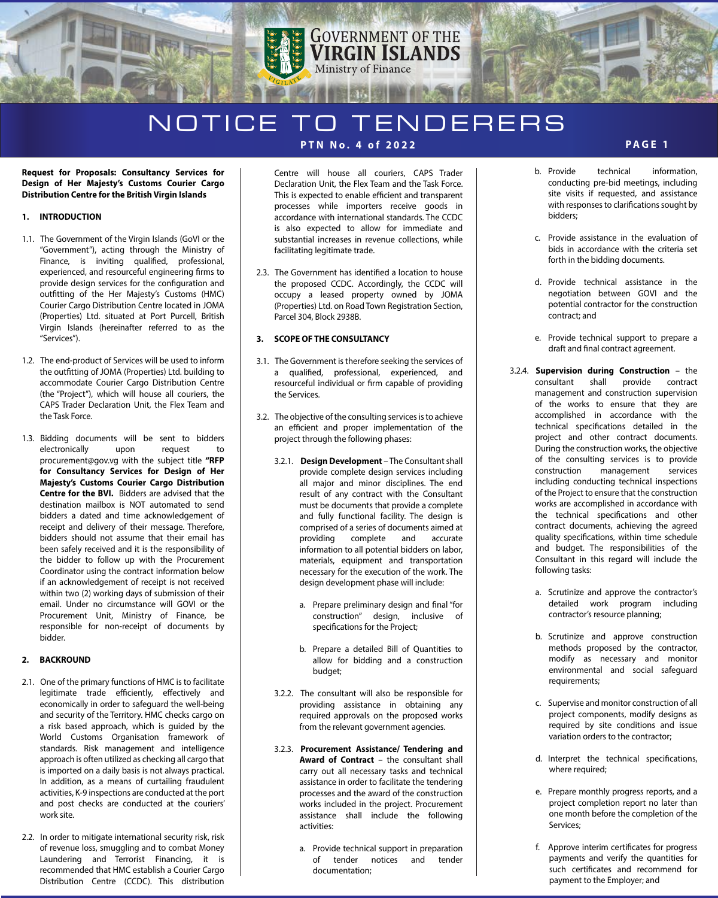# GOVERNMENT OF THE VIRGIN ISLANDS
Ministry of Finance

# NOTICE TO TENDERERS

**PTN No. 4 of 2022**

**Request for Proposals: Consultancy Services for Design of Her Majesty's Customs Courier Cargo Distribution Centre for the British Virgin Islands**

## 1. INTRODUCTION

1.1. The Government of the Virgin Islands (GoVI or the "Government"), acting through the Ministry of Finance, is inviting qualified, professional, experienced, and resourceful engineering firms to provide design services for the configuration and outfitting of the Her Majesty's Customs (HMC) Courier Cargo Distribution Centre located in JOMA (Properties) Ltd. situated at Port Purcell, British Virgin Islands (hereinafter referred to as the "Services").

1.2. The end-product of Services will be used to inform the outfitting of JOMA (Properties) Ltd. building to accommodate Courier Cargo Distribution Centre (the "Project"), which will house all couriers, the CAPS Trader Declaration Unit, the Flex Team and the Task Force.

1.3. Bidding documents will be sent to bidders electronically upon request to procurement@gov.vg with the subject title **"RFP for Consultancy Services for Design of Her Majesty's Customs Courier Cargo Distribution Centre for the BVI.** Bidders are advised that the destination mailbox is NOT automated to send bidders a dated and time acknowledgement of receipt and delivery of their message. Therefore, bidders should not assume that their email has been safely received and it is the responsibility of the bidder to follow up with the Procurement Coordinator using the contract information below if an acknowledgement of receipt is not received within two (2) working days of submission of their email. Under no circumstance will GOVI or the Procurement Unit, Ministry of Finance, be responsible for non-receipt of documents by bidder.

## 2. BACKROUND

2.1. One of the primary functions of HMC is to facilitate legitimate trade efficiently, effectively and economically in order to safeguard the well-being and security of the Territory. HMC checks cargo on a risk based approach, which is guided by the World Customs Organisation framework of standards. Risk management and intelligence approach is often utilized as checking all cargo that is imported on a daily basis is not always practical. In addition, as a means of curtailing fraudulent activities, K-9 inspections are conducted at the port and post checks are conducted at the couriers' work site.

2.2. In order to mitigate international security risk, risk of revenue loss, smuggling and to combat Money Laundering and Terrorist Financing, it is recommended that HMC establish a Courier Cargo Distribution Centre (CCDC). This distribution Centre will house all couriers, CAPS Trader Declaration Unit, the Flex Team and the Task Force. This is expected to enable efficient and transparent processes while importers receive goods in accordance with international standards. The CCDC is also expected to allow for immediate and substantial increases in revenue collections, while facilitating legitimate trade.

2.3. The Government has identified a location to house the proposed CCDC. Accordingly, the CCDC will occupy a leased property owned by JOMA (Properties) Ltd. on Road Town Registration Section, Parcel 304, Block 2938B.

## 3. SCOPE OF THE CONSULTANCY

3.1. The Government is therefore seeking the services of a qualified, professional, experienced, and resourceful individual or firm capable of providing the Services.

3.2. The objective of the consulting services is to achieve an efficient and proper implementation of the project through the following phases:

3.2.1. **Design Development** – The Consultant shall provide complete design services including all major and minor disciplines. The end result of any contract with the Consultant must be documents that provide a complete and fully functional facility. The design is comprised of a series of documents aimed at providing complete and accurate information to all potential bidders on labor, materials, equipment and transportation necessary for the execution of the work. The design development phase will include:

a. Prepare preliminary design and final "for construction" design, inclusive of specifications for the Project;

b. Prepare a detailed Bill of Quantities to allow for bidding and a construction budget;

3.2.2. The consultant will also be responsible for providing assistance in obtaining any required approvals on the proposed works from the relevant government agencies.

3.2.3. **Procurement Assistance/ Tendering and Award of Contract** – the consultant shall carry out all necessary tasks and technical assistance in order to facilitate the tendering processes and the award of the construction works included in the project. Procurement assistance shall include the following activities:

a. Provide technical support in preparation of tender notices and tender documentation;

b. Provide technical information, conducting pre-bid meetings, including site visits if requested, and assistance with responses to clarifications sought by bidders;

c. Provide assistance in the evaluation of bids in accordance with the criteria set forth in the bidding documents.

d. Provide technical assistance in the negotiation between GOVI and the potential contractor for the construction contract; and

e. Provide technical support to prepare a draft and final contract agreement.

3.2.4. **Supervision during Construction** – the consultant shall provide contract management and construction supervision of the works to ensure that they are accomplished in accordance with the technical specifications detailed in the project and other contract documents. During the construction works, the objective of the consulting services is to provide construction management services including conducting technical inspections of the Project to ensure that the construction works are accomplished in accordance with the technical specifications and other contract documents, achieving the agreed quality specifications, within time schedule and budget. The responsibilities of the Consultant in this regard will include the following tasks:

a. Scrutinize and approve the contractor's detailed work program including contractor's resource planning;

b. Scrutinize and approve construction methods proposed by the contractor, modify as necessary and monitor environmental and social safeguard requirements;

c. Supervise and monitor construction of all project components, modify designs as required by site conditions and issue variation orders to the contractor;

d. Interpret the technical specifications, where required;

e. Prepare monthly progress reports, and a project completion report no later than one month before the completion of the Services;

f. Approve interim certificates for progress payments and verify the quantities for such certificates and recommend for payment to the Employer; and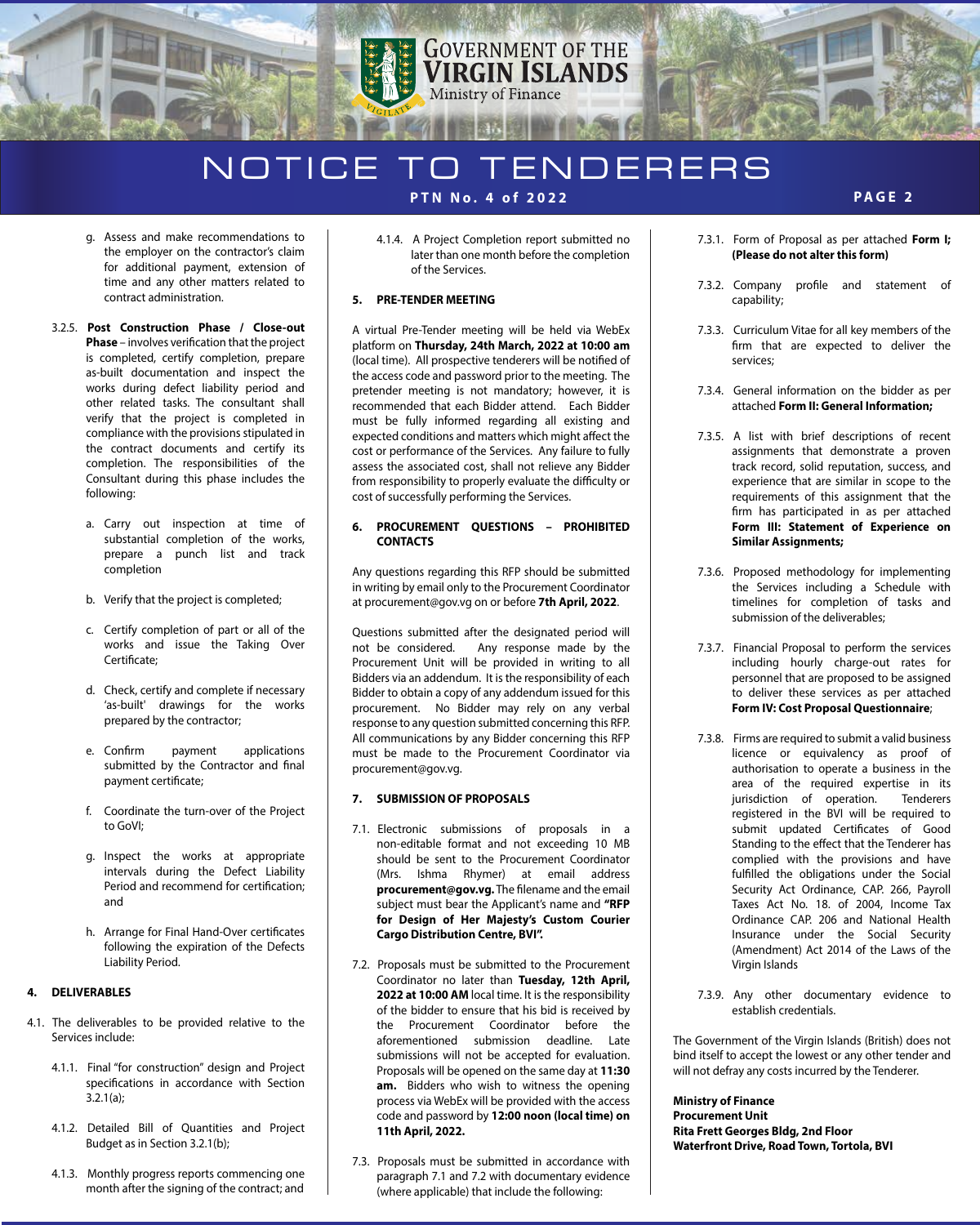g. Assess and make recommendations to the employer on the contractor's claim for additional payment, extension of time and any other matters related to contract administration.

3.2.5. **Post Construction Phase / Close-out Phase** – involves verification that the project is completed, certify completion, prepare as-built documentation and inspect the works during defect liability period and other related tasks. The consultant shall verify that the project is completed in compliance with the provisions stipulated in the contract documents and certify its completion. The responsibilities of the Consultant during this phase includes the following:

a. Carry out inspection at time of substantial completion of the works, prepare a punch list and track completion

b. Verify that the project is completed;

c. Certify completion of part or all of the works and issue the Taking Over Certificate;

d. Check, certify and complete if necessary 'as-built' drawings for the works prepared by the contractor;

e. Confirm payment applications submitted by the Contractor and final payment certificate;

f. Coordinate the turn-over of the Project to GoVI;

g. Inspect the works at appropriate intervals during the Defect Liability Period and recommend for certification; and

h. Arrange for Final Hand-Over certificates following the expiration of the Defects Liability Period.

## 4. DELIVERABLES

4.1. The deliverables to be provided relative to the Services include:

4.1.1. Final "for construction" design and Project specifications in accordance with Section 3.2.1(a);

4.1.2. Detailed Bill of Quantities and Project Budget as in Section 3.2.1(b);

4.1.3. Monthly progress reports commencing one month after the signing of the contract; and

4.1.4. A Project Completion report submitted no later than one month before the completion of the Services.

## 5. PRE-TENDER MEETING

A virtual Pre-Tender meeting will be held via WebEx platform on **Thursday, 24th March, 2022 at 10:00 am** (local time). All prospective tenderers will be notified of the access code and password prior to the meeting. The pretender meeting is not mandatory; however, it is recommended that each Bidder attend. Each Bidder must be fully informed regarding all existing and expected conditions and matters which might affect the cost or performance of the Services. Any failure to fully assess the associated cost, shall not relieve any Bidder from responsibility to properly evaluate the difficulty or cost of successfully performing the Services.

## 6. PROCUREMENT QUESTIONS – PROHIBITED CONTACTS

Any questions regarding this RFP should be submitted in writing by email only to the Procurement Coordinator at procurement@gov.vg on or before **7th April, 2022**.

Questions submitted after the designated period will not be considered. Any response made by the Procurement Unit will be provided in writing to all Bidders via an addendum. It is the responsibility of each Bidder to obtain a copy of any addendum issued for this procurement. No Bidder may rely on any verbal response to any question submitted concerning this RFP. All communications by any Bidder concerning this RFP must be made to the Procurement Coordinator via procurement@gov.vg.

## 7. SUBMISSION OF PROPOSALS

7.1. Electronic submissions of proposals in a non-editable format and not exceeding 10 MB should be sent to the Procurement Coordinator (Mrs. Ishma Rhymer) at email address **procurement@gov.vg.** The filename and the email subject must bear the Applicant's name and **"RFP for Design of Her Majesty's Custom Courier Cargo Distribution Centre, BVI".**

7.2. Proposals must be submitted to the Procurement Coordinator no later than **Tuesday, 12th April, 2022 at 10:00 AM** local time. It is the responsibility of the bidder to ensure that his bid is received by the Procurement Coordinator before the aforementioned submission deadline. Late submissions will not be accepted for evaluation. Proposals will be opened on the same day at **11:30 am.** Bidders who wish to witness the opening process via WebEx will be provided with the access code and password by **12:00 noon (local time) on 11th April, 2022.**

7.3. Proposals must be submitted in accordance with paragraph 7.1 and 7.2 with documentary evidence (where applicable) that include the following:

7.3.1. Form of Proposal as per attached **Form I; (Please do not alter this form)**

7.3.2. Company profile and statement of capability;

7.3.3. Curriculum Vitae for all key members of the firm that are expected to deliver the services;

7.3.4. General information on the bidder as per attached **Form II: General Information;**

7.3.5. A list with brief descriptions of recent assignments that demonstrate a proven track record, solid reputation, success, and experience that are similar in scope to the requirements of this assignment that the firm has participated in as per attached **Form III: Statement of Experience on Similar Assignments;**

7.3.6. Proposed methodology for implementing the Services including a Schedule with timelines for completion of tasks and submission of the deliverables;

7.3.7. Financial Proposal to perform the services including hourly charge-out rates for personnel that are proposed to be assigned to deliver these services as per attached **Form IV: Cost Proposal Questionnaire**;

7.3.8. Firms are required to submit a valid business licence or equivalency as proof of authorisation to operate a business in the area of the required expertise in its jurisdiction of operation. Tenderers registered in the BVI will be required to submit updated Certificates of Good Standing to the effect that the Tenderer has complied with the provisions and have fulfilled the obligations under the Social Security Act Ordinance, CAP. 266, Payroll Taxes Act No. 18. of 2004, Income Tax Ordinance CAP. 206 and National Health Insurance under the Social Security (Amendment) Act 2014 of the Laws of the Virgin Islands

7.3.9. Any other documentary evidence to establish credentials.

The Government of the Virgin Islands (British) does not bind itself to accept the lowest or any other tender and will not defray any costs incurred by the Tenderer.

**Ministry of Finance**
**Procurement Unit**
**Rita Frett Georges Bldg, 2nd Floor**
**Waterfront Drive, Road Town, Tortola, BVI**